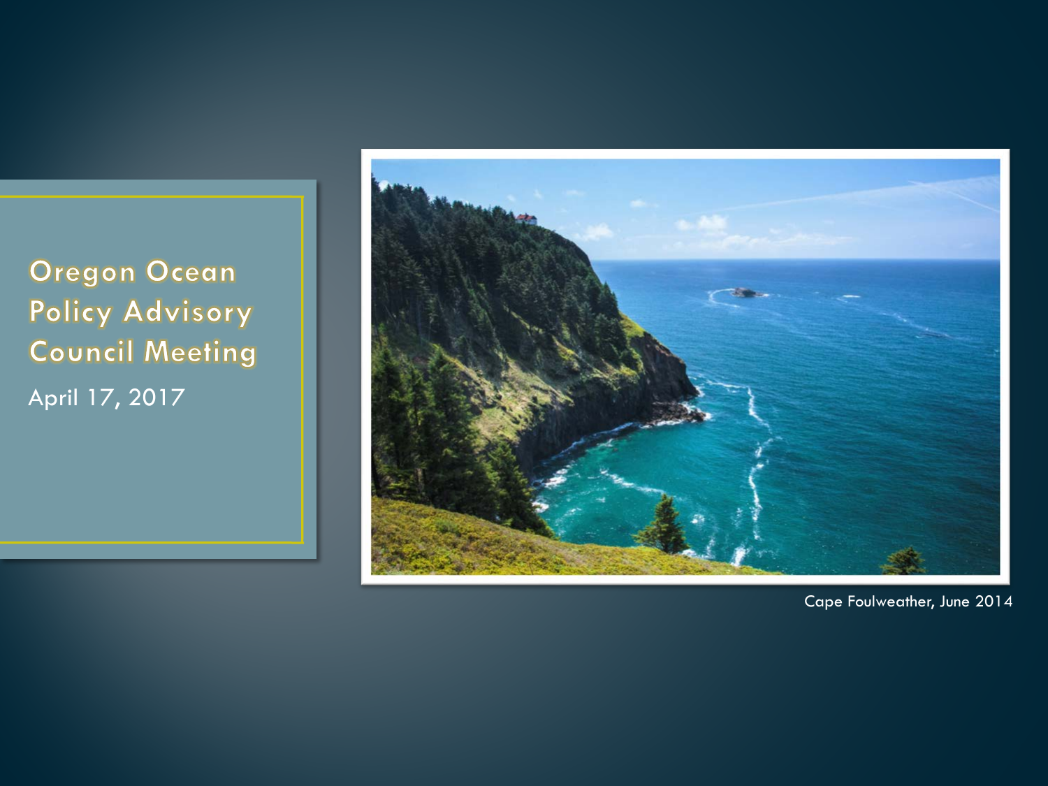# Oregon Ocean Policy Advisory Council Meeting

April 17, 2017

Cape Foulweather, June 2014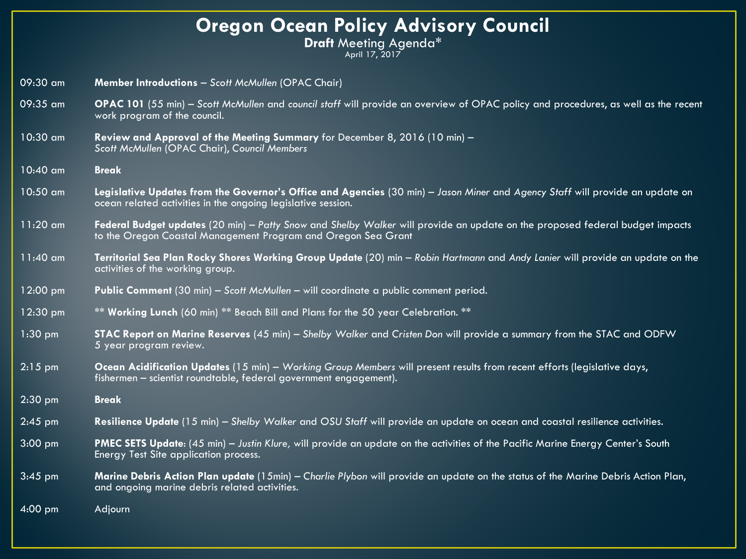# Oregon Ocean Policy Advisory Council

**Draft** Meeting Agenda*

April 17, 2017

| | |
|---|---|
| 09:30 am | **Member Introductions** – *Scott McMullen* (OPAC Chair) |
| 09:35 am | **OPAC 101** (55 min) – *Scott McMullen* and *council staff* will provide an overview of OPAC policy and procedures, as well as the recent work program of the council. |
| 10:30 am | **Review and Approval of the Meeting Summary** for December 8, 2016 (10 min) – *Scott McMullen* (OPAC Chair), *Council Members* |
| 10:40 am | **Break** |
| 10:50 am | **Legislative Updates from the Governor's Office and Agencies** (30 min) – *Jason Miner* and *Agency Staff* will provide an update on ocean related activities in the ongoing legislative session. |
| 11:20 am | **Federal Budget updates** (20 min) – *Patty Snow* and *Shelby Walker* will provide an update on the proposed federal budget impacts to the Oregon Coastal Management Program and Oregon Sea Grant |
| 11:40 am | **Territorial Sea Plan Rocky Shores Working Group Update** (20) min – *Robin Hartmann* and *Andy Lanier* will provide an update on the activities of the working group. |
| 12:00 pm | **Public Comment** (30 min) – *Scott McMullen* – will coordinate a public comment period. |
| 12:30 pm | ** **Working Lunch** (60 min) ** Beach Bill and Plans for the 50 year Celebration. ** |
| 1:30 pm | **STAC Report on Marine Reserves** (45 min) – *Shelby Walker* and *Cristen Don* will provide a summary from the STAC and ODFW 5 year program review. |
| 2:15 pm | **Ocean Acidification Updates** (15 min) – *Working Group Members* will present results from recent efforts (legislative days, fishermen – scientist roundtable, federal government engagement). |
| 2:30 pm | **Break** |
| 2:45 pm | **Resilience Update** (15 min) – *Shelby Walker* and *OSU Staff* will provide an update on ocean and coastal resilience activities. |
| 3:00 pm | **PMEC SETS Update**: (45 min) – *Justin Klure,* will provide an update on the activities of the Pacific Marine Energy Center's South Energy Test Site application process. |
| 3:45 pm | **Marine Debris Action Plan update** (15min) – *Charlie Plybon* will provide an update on the status of the Marine Debris Action Plan, and ongoing marine debris related activities. |
| 4:00 pm | Adjourn |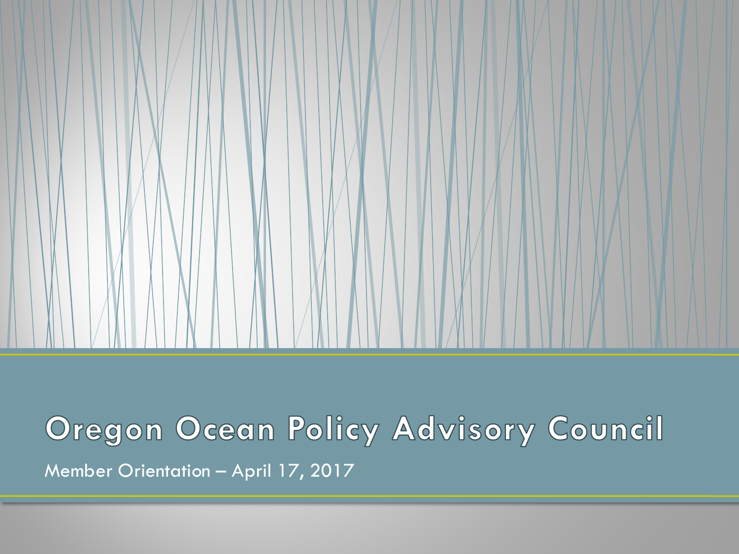# Oregon Ocean Policy Advisory Council

Member Orientation – April 17, 2017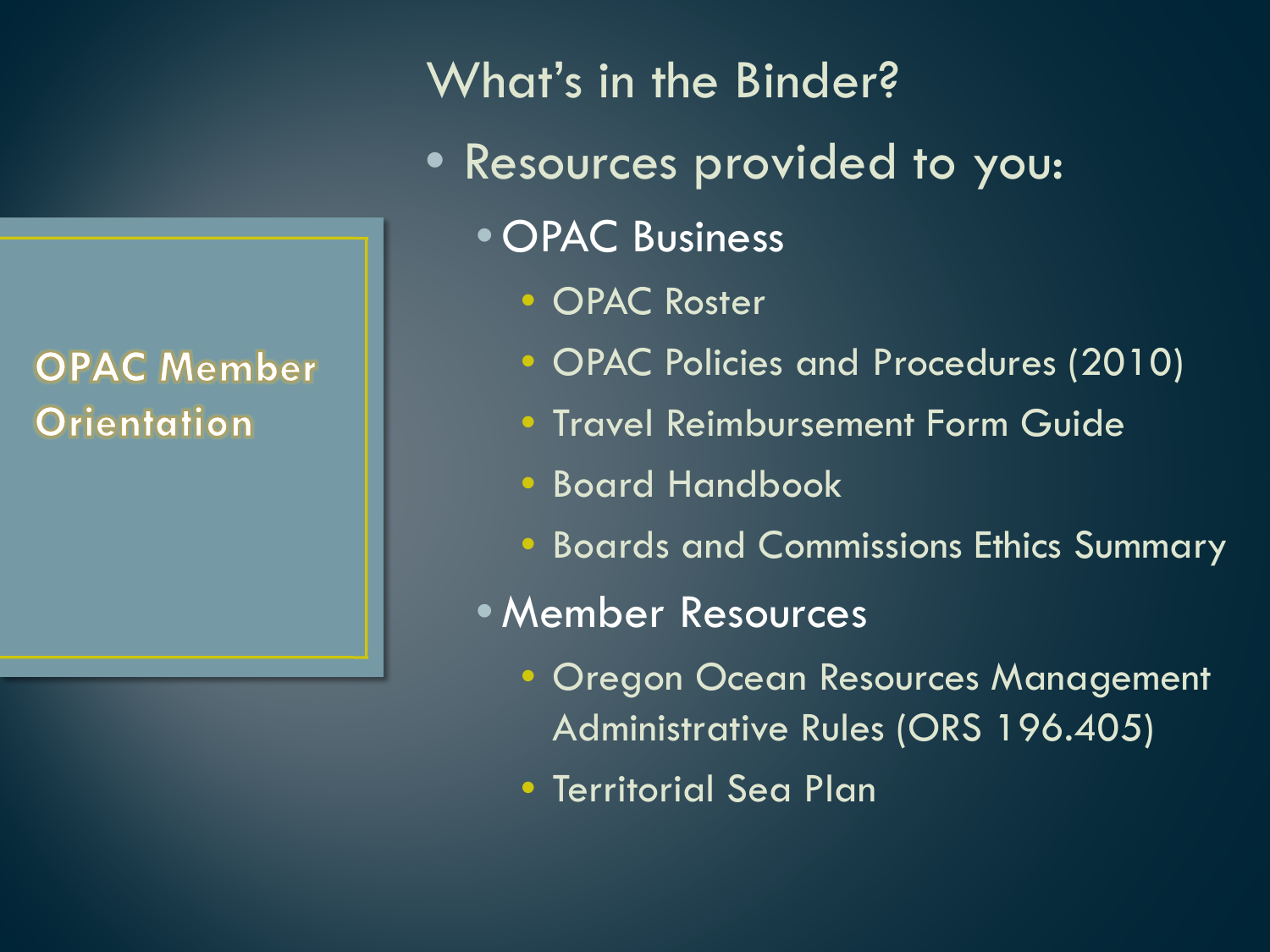## OPAC Member Orientation

# What's in the Binder?

- Resources provided to you:
  - OPAC Business
    - OPAC Roster
    - OPAC Policies and Procedures (2010)
    - Travel Reimbursement Form Guide
    - Board Handbook
    - Boards and Commissions Ethics Summary
  - Member Resources
    - Oregon Ocean Resources Management Administrative Rules (ORS 196.405)
    - Territorial Sea Plan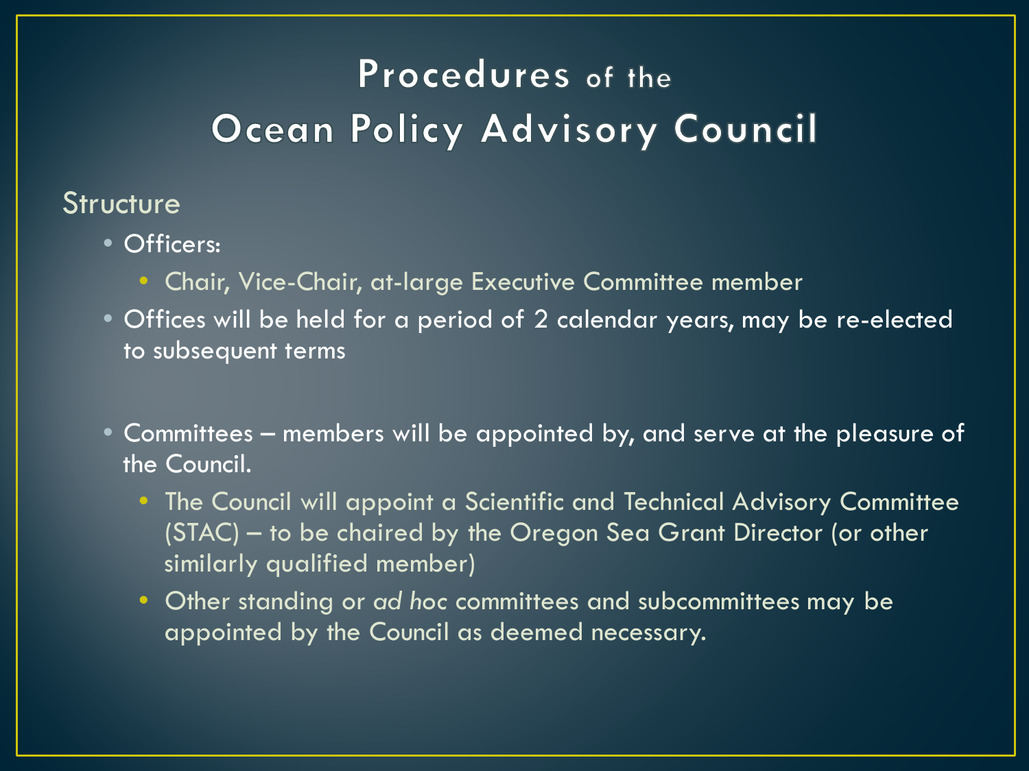# Procedures of the Ocean Policy Advisory Council

## Structure

- Officers:
  - Chair, Vice-Chair, at-large Executive Committee member
- Offices will be held for a period of 2 calendar years, may be re-elected to subsequent terms
- Committees – members will be appointed by, and serve at the pleasure of the Council.
  - The Council will appoint a Scientific and Technical Advisory Committee (STAC) – to be chaired by the Oregon Sea Grant Director (or other similarly qualified member)
  - Other standing or *ad hoc* committees and subcommittees may be appointed by the Council as deemed necessary.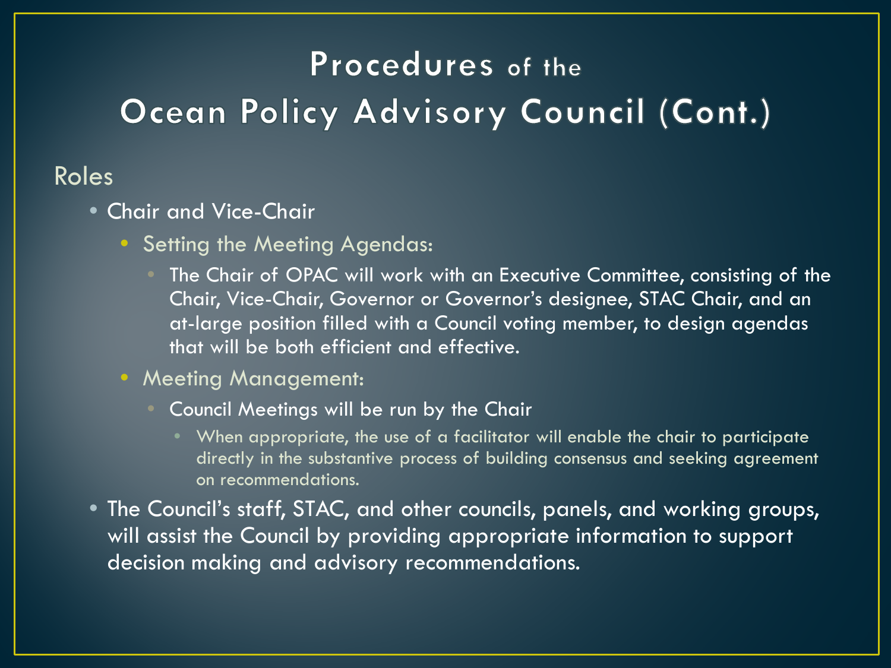# Procedures of the Ocean Policy Advisory Council (Cont.)

## Roles

- Chair and Vice-Chair
  - Setting the Meeting Agendas:
    - The Chair of OPAC will work with an Executive Committee, consisting of the Chair, Vice-Chair, Governor or Governor's designee, STAC Chair, and an at-large position filled with a Council voting member, to design agendas that will be both efficient and effective.
  - Meeting Management:
    - Council Meetings will be run by the Chair
      - When appropriate, the use of a facilitator will enable the chair to participate directly in the substantive process of building consensus and seeking agreement on recommendations.
- The Council's staff, STAC, and other councils, panels, and working groups, will assist the Council by providing appropriate information to support decision making and advisory recommendations.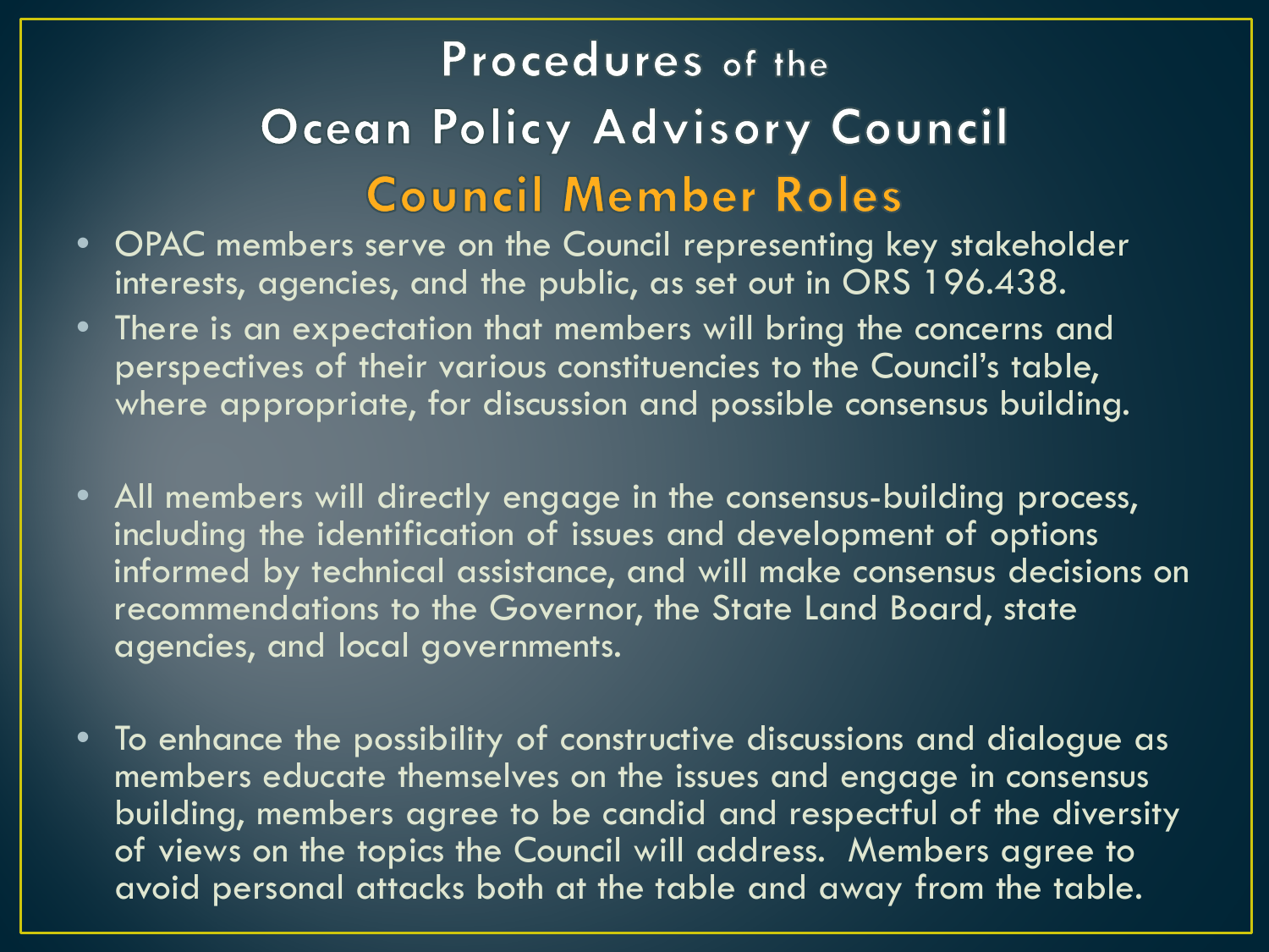# Procedures of the Ocean Policy Advisory Council

## Council Member Roles

- OPAC members serve on the Council representing key stakeholder interests, agencies, and the public, as set out in ORS 196.438.
- There is an expectation that members will bring the concerns and perspectives of their various constituencies to the Council's table, where appropriate, for discussion and possible consensus building.
- All members will directly engage in the consensus-building process, including the identification of issues and development of options informed by technical assistance, and will make consensus decisions on recommendations to the Governor, the State Land Board, state agencies, and local governments.
- To enhance the possibility of constructive discussions and dialogue as members educate themselves on the issues and engage in consensus building, members agree to be candid and respectful of the diversity of views on the topics the Council will address. Members agree to avoid personal attacks both at the table and away from the table.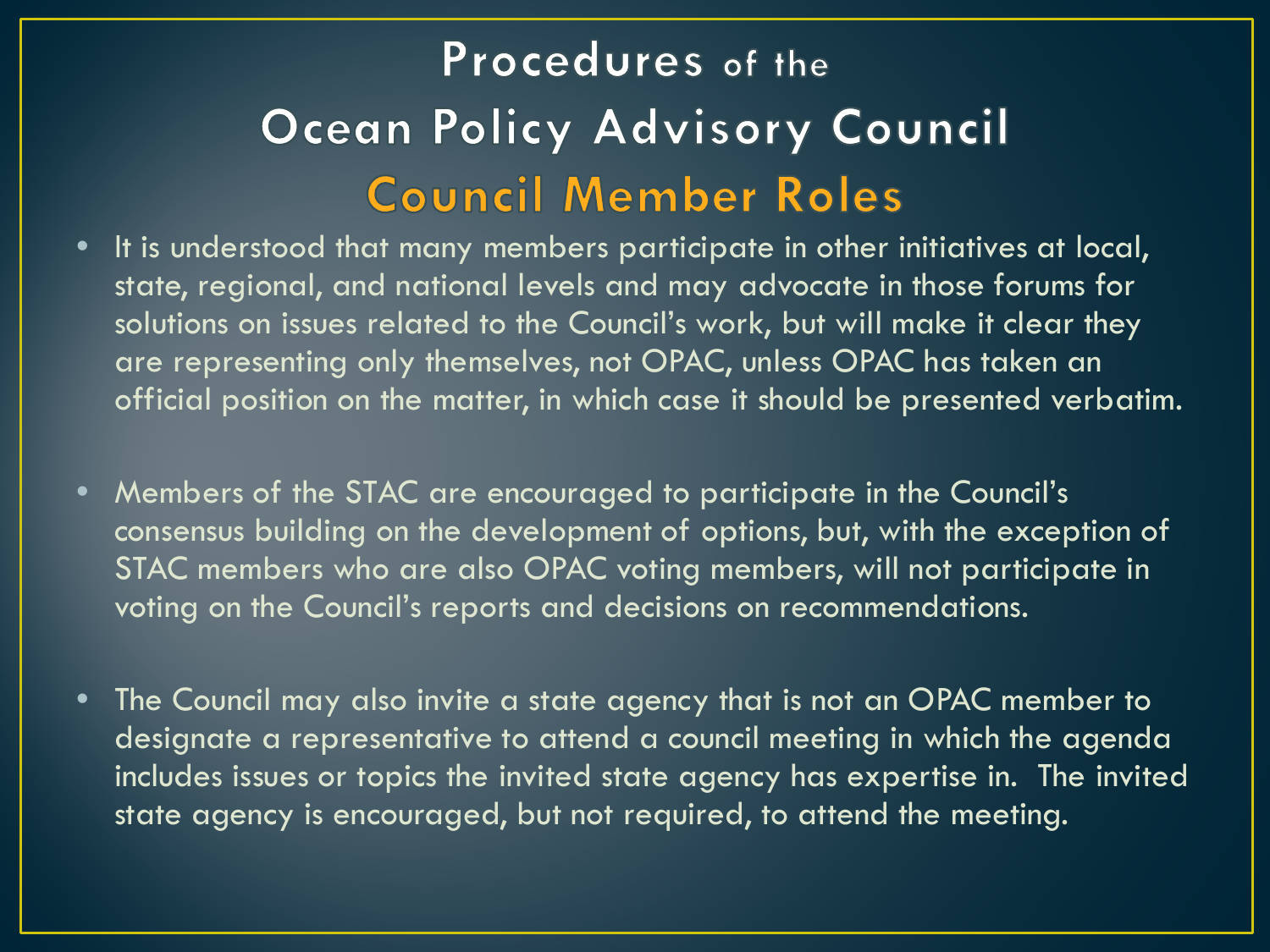# Procedures of the Ocean Policy Advisory Council

## Council Member Roles

- It is understood that many members participate in other initiatives at local, state, regional, and national levels and may advocate in those forums for solutions on issues related to the Council's work, but will make it clear they are representing only themselves, not OPAC, unless OPAC has taken an official position on the matter, in which case it should be presented verbatim.

- Members of the STAC are encouraged to participate in the Council's consensus building on the development of options, but, with the exception of STAC members who are also OPAC voting members, will not participate in voting on the Council's reports and decisions on recommendations.

- The Council may also invite a state agency that is not an OPAC member to designate a representative to attend a council meeting in which the agenda includes issues or topics the invited state agency has expertise in. The invited state agency is encouraged, but not required, to attend the meeting.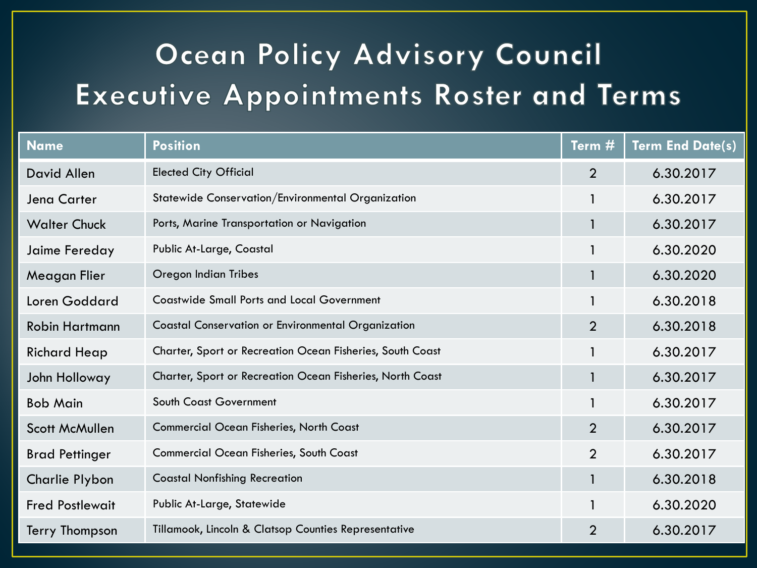# Ocean Policy Advisory Council Executive Appointments Roster and Terms

| Name | Position | Term # | Term End Date(s) |
|---|---|---|---|
| David Allen | Elected City Official | 2 | 6.30.2017 |
| Jena Carter | Statewide Conservation/Environmental Organization | 1 | 6.30.2017 |
| Walter Chuck | Ports, Marine Transportation or Navigation | 1 | 6.30.2017 |
| Jaime Fereday | Public At-Large, Coastal | 1 | 6.30.2020 |
| Meagan Flier | Oregon Indian Tribes | 1 | 6.30.2020 |
| Loren Goddard | Coastwide Small Ports and Local Government | 1 | 6.30.2018 |
| Robin Hartmann | Coastal Conservation or Environmental Organization | 2 | 6.30.2018 |
| Richard Heap | Charter, Sport or Recreation Ocean Fisheries, South Coast | 1 | 6.30.2017 |
| John Holloway | Charter, Sport or Recreation Ocean Fisheries, North Coast | 1 | 6.30.2017 |
| Bob Main | South Coast Government | 1 | 6.30.2017 |
| Scott McMullen | Commercial Ocean Fisheries, North Coast | 2 | 6.30.2017 |
| Brad Pettinger | Commercial Ocean Fisheries, South Coast | 2 | 6.30.2017 |
| Charlie Plybon | Coastal Nonfishing Recreation | 1 | 6.30.2018 |
| Fred Postlewait | Public At-Large, Statewide | 1 | 6.30.2020 |
| Terry Thompson | Tillamook, Lincoln & Clatsop Counties Representative | 2 | 6.30.2017 |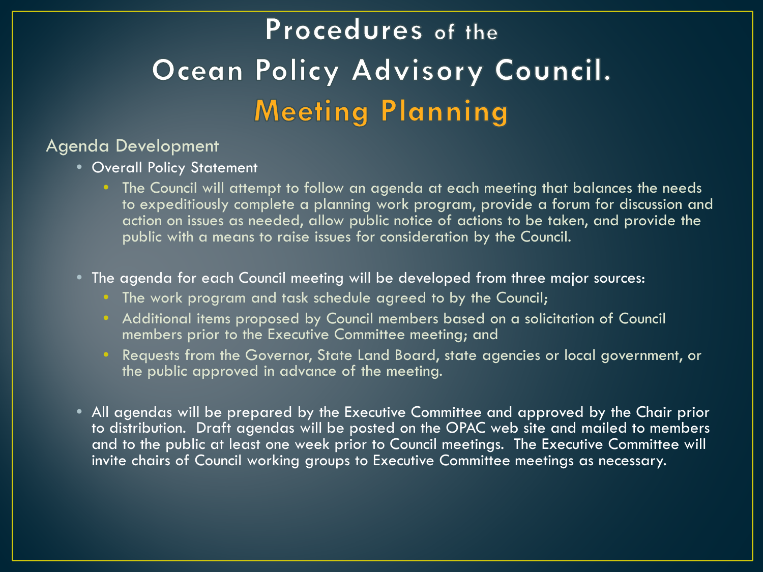# Procedures of the Ocean Policy Advisory Council.

## Meeting Planning

### Agenda Development

- Overall Policy Statement
  - The Council will attempt to follow an agenda at each meeting that balances the needs to expeditiously complete a planning work program, provide a forum for discussion and action on issues as needed, allow public notice of actions to be taken, and provide the public with a means to raise issues for consideration by the Council.

- The agenda for each Council meeting will be developed from three major sources:
  - The work program and task schedule agreed to by the Council;
  - Additional items proposed by Council members based on a solicitation of Council members prior to the Executive Committee meeting; and
  - Requests from the Governor, State Land Board, state agencies or local government, or the public approved in advance of the meeting.

- All agendas will be prepared by the Executive Committee and approved by the Chair prior to distribution. Draft agendas will be posted on the OPAC web site and mailed to members and to the public at least one week prior to Council meetings. The Executive Committee will invite chairs of Council working groups to Executive Committee meetings as necessary.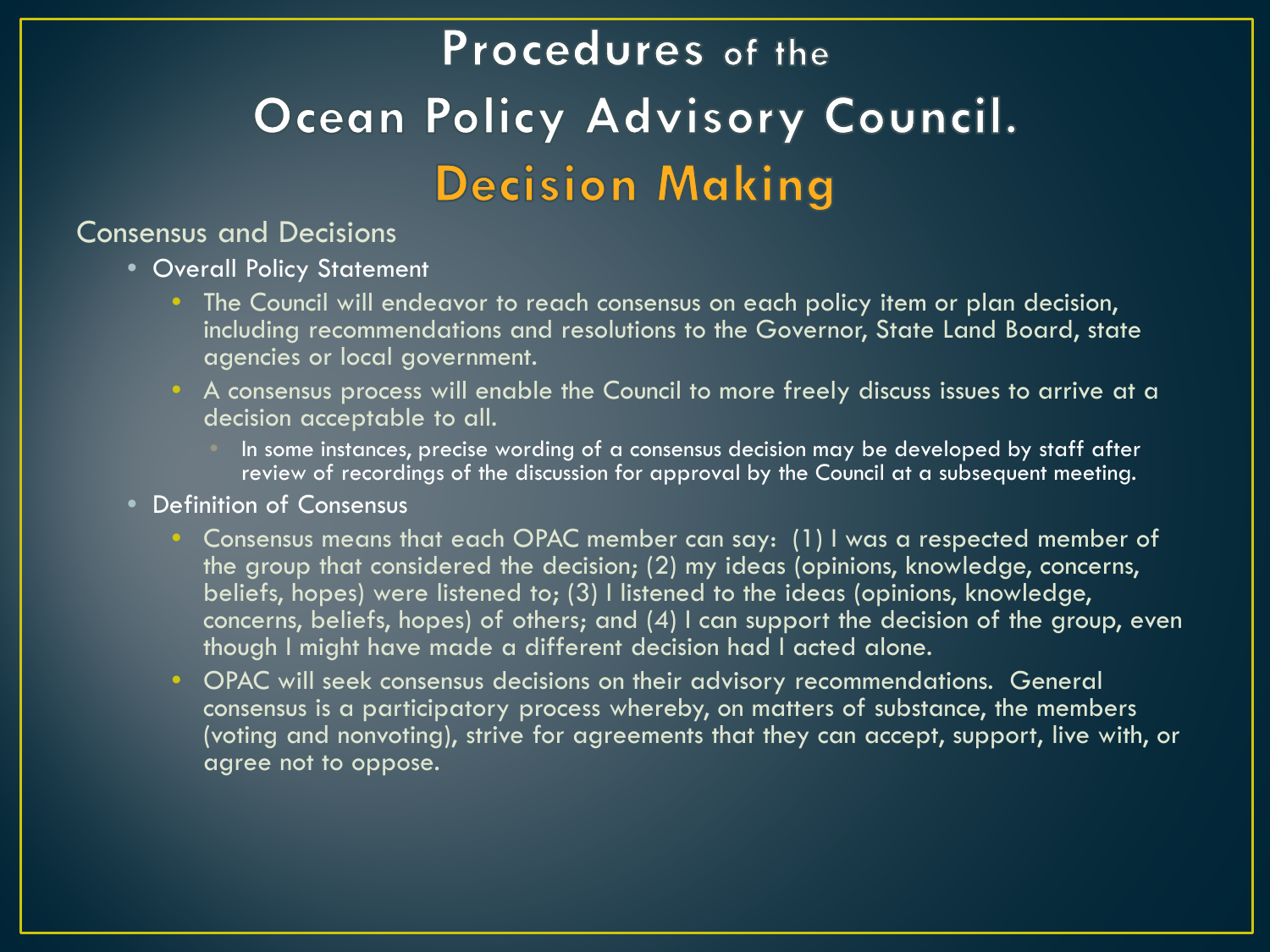# Procedures of the Ocean Policy Advisory Council.

## Decision Making

### Consensus and Decisions

- Overall Policy Statement
  - The Council will endeavor to reach consensus on each policy item or plan decision, including recommendations and resolutions to the Governor, State Land Board, state agencies or local government.
  - A consensus process will enable the Council to more freely discuss issues to arrive at a decision acceptable to all.
    - In some instances, precise wording of a consensus decision may be developed by staff after review of recordings of the discussion for approval by the Council at a subsequent meeting.
- Definition of Consensus
  - Consensus means that each OPAC member can say: (1) I was a respected member of the group that considered the decision; (2) my ideas (opinions, knowledge, concerns, beliefs, hopes) were listened to; (3) I listened to the ideas (opinions, knowledge, concerns, beliefs, hopes) of others; and (4) I can support the decision of the group, even though I might have made a different decision had I acted alone.
  - OPAC will seek consensus decisions on their advisory recommendations. General consensus is a participatory process whereby, on matters of substance, the members (voting and nonvoting), strive for agreements that they can accept, support, live with, or agree not to oppose.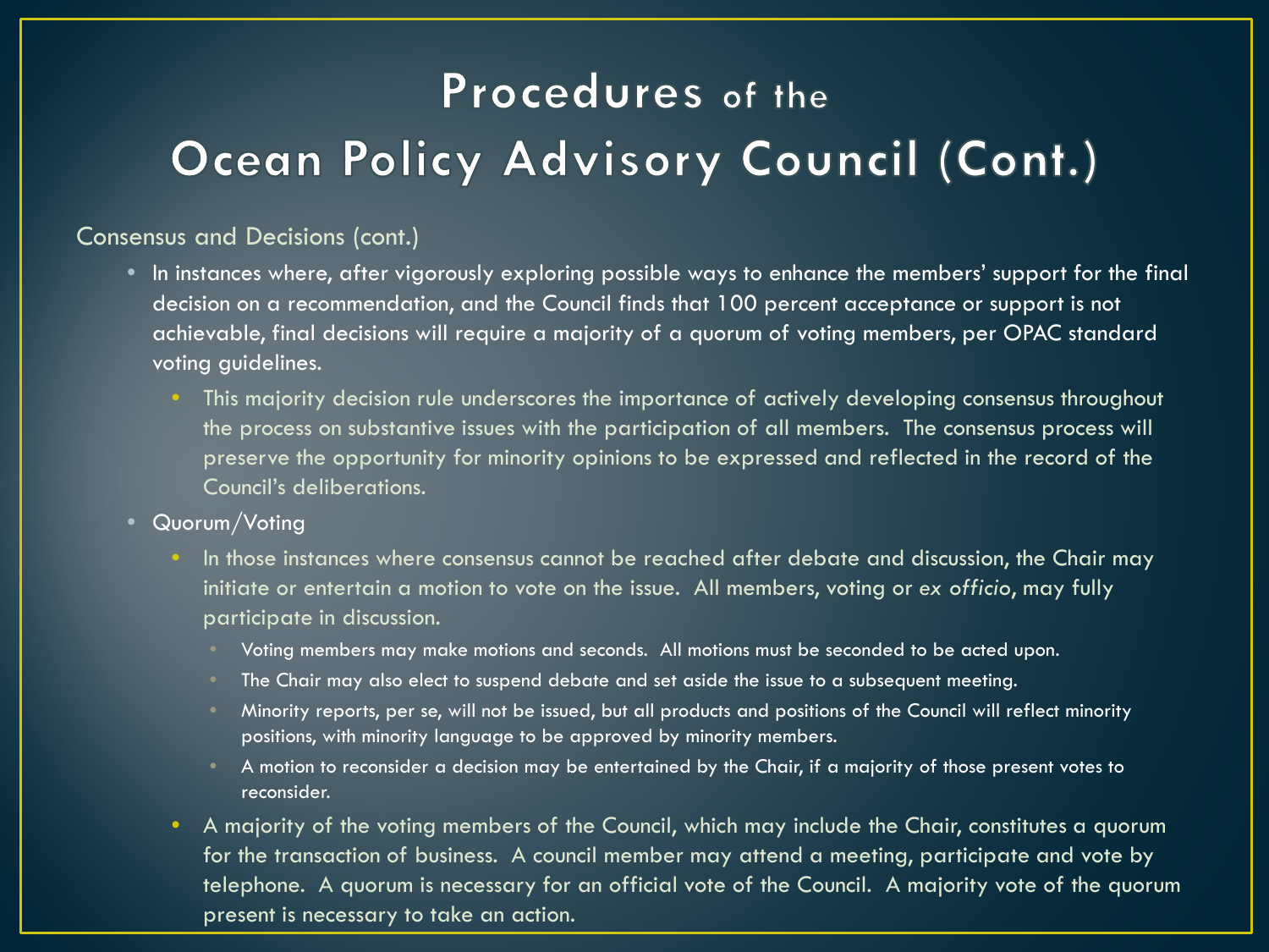# Procedures of the Ocean Policy Advisory Council (Cont.)

Consensus and Decisions (cont.)

- In instances where, after vigorously exploring possible ways to enhance the members' support for the final decision on a recommendation, and the Council finds that 100 percent acceptance or support is not achievable, final decisions will require a majority of a quorum of voting members, per OPAC standard voting guidelines.
  - This majority decision rule underscores the importance of actively developing consensus throughout the process on substantive issues with the participation of all members. The consensus process will preserve the opportunity for minority opinions to be expressed and reflected in the record of the Council's deliberations.
- Quorum/Voting
  - In those instances where consensus cannot be reached after debate and discussion, the Chair may initiate or entertain a motion to vote on the issue. All members, voting or *ex officio*, may fully participate in discussion.
    - Voting members may make motions and seconds. All motions must be seconded to be acted upon.
    - The Chair may also elect to suspend debate and set aside the issue to a subsequent meeting.
    - Minority reports, per se, will not be issued, but all products and positions of the Council will reflect minority positions, with minority language to be approved by minority members.
    - A motion to reconsider a decision may be entertained by the Chair, if a majority of those present votes to reconsider.
  - A majority of the voting members of the Council, which may include the Chair, constitutes a quorum for the transaction of business. A council member may attend a meeting, participate and vote by telephone. A quorum is necessary for an official vote of the Council. A majority vote of the quorum present is necessary to take an action.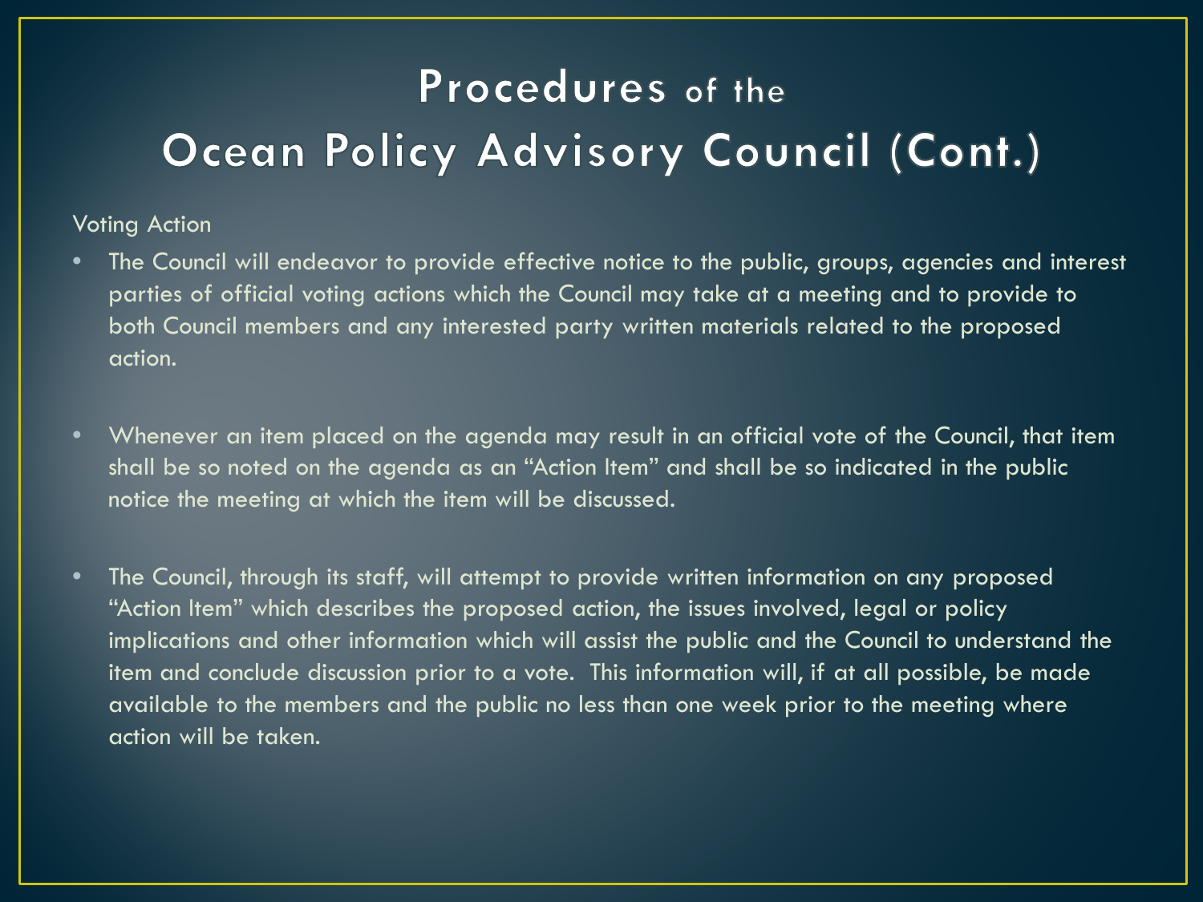# Procedures of the Ocean Policy Advisory Council (Cont.)

Voting Action

- The Council will endeavor to provide effective notice to the public, groups, agencies and interest parties of official voting actions which the Council may take at a meeting and to provide to both Council members and any interested party written materials related to the proposed action.
- Whenever an item placed on the agenda may result in an official vote of the Council, that item shall be so noted on the agenda as an "Action Item" and shall be so indicated in the public notice the meeting at which the item will be discussed.
- The Council, through its staff, will attempt to provide written information on any proposed "Action Item" which describes the proposed action, the issues involved, legal or policy implications and other information which will assist the public and the Council to understand the item and conclude discussion prior to a vote. This information will, if at all possible, be made available to the members and the public no less than one week prior to the meeting where action will be taken.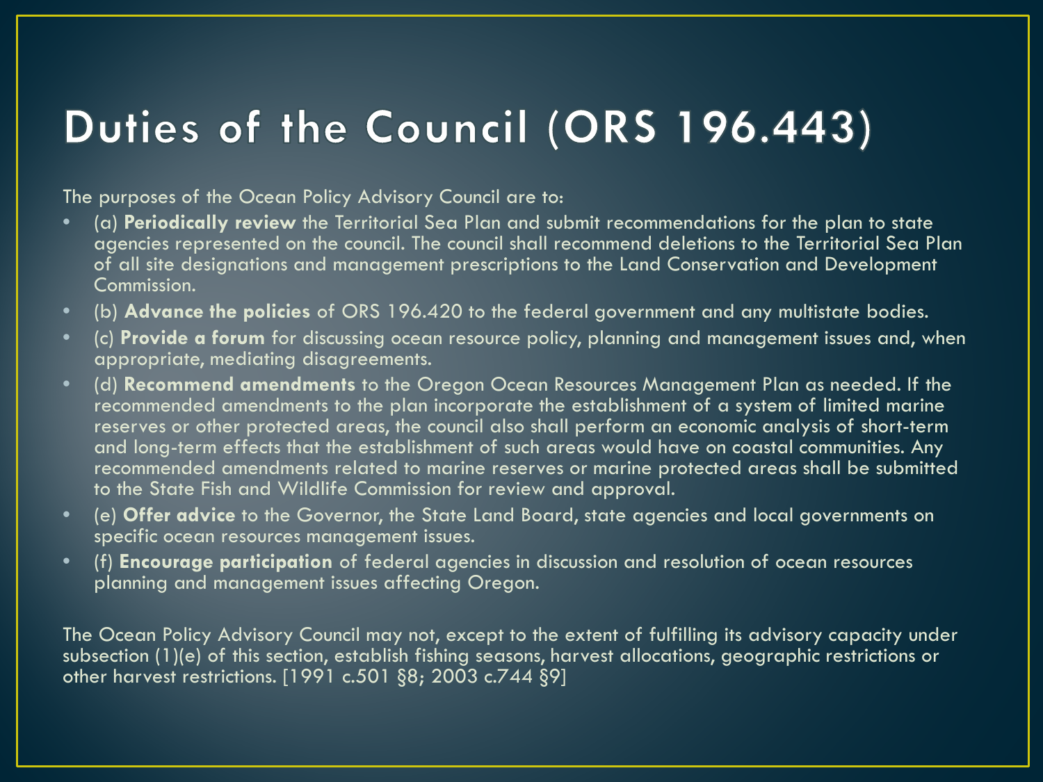# Duties of the Council (ORS 196.443)

The purposes of the Ocean Policy Advisory Council are to:

- (a) **Periodically review** the Territorial Sea Plan and submit recommendations for the plan to state agencies represented on the council. The council shall recommend deletions to the Territorial Sea Plan of all site designations and management prescriptions to the Land Conservation and Development Commission.
- (b) **Advance the policies** of ORS 196.420 to the federal government and any multistate bodies.
- (c) **Provide a forum** for discussing ocean resource policy, planning and management issues and, when appropriate, mediating disagreements.
- (d) **Recommend amendments** to the Oregon Ocean Resources Management Plan as needed. If the recommended amendments to the plan incorporate the establishment of a system of limited marine reserves or other protected areas, the council also shall perform an economic analysis of short-term and long-term effects that the establishment of such areas would have on coastal communities. Any recommended amendments related to marine reserves or marine protected areas shall be submitted to the State Fish and Wildlife Commission for review and approval.
- (e) **Offer advice** to the Governor, the State Land Board, state agencies and local governments on specific ocean resources management issues.
- (f) **Encourage participation** of federal agencies in discussion and resolution of ocean resources planning and management issues affecting Oregon.

The Ocean Policy Advisory Council may not, except to the extent of fulfilling its advisory capacity under subsection (1)(e) of this section, establish fishing seasons, harvest allocations, geographic restrictions or other harvest restrictions. [1991 c.501 §8; 2003 c.744 §9]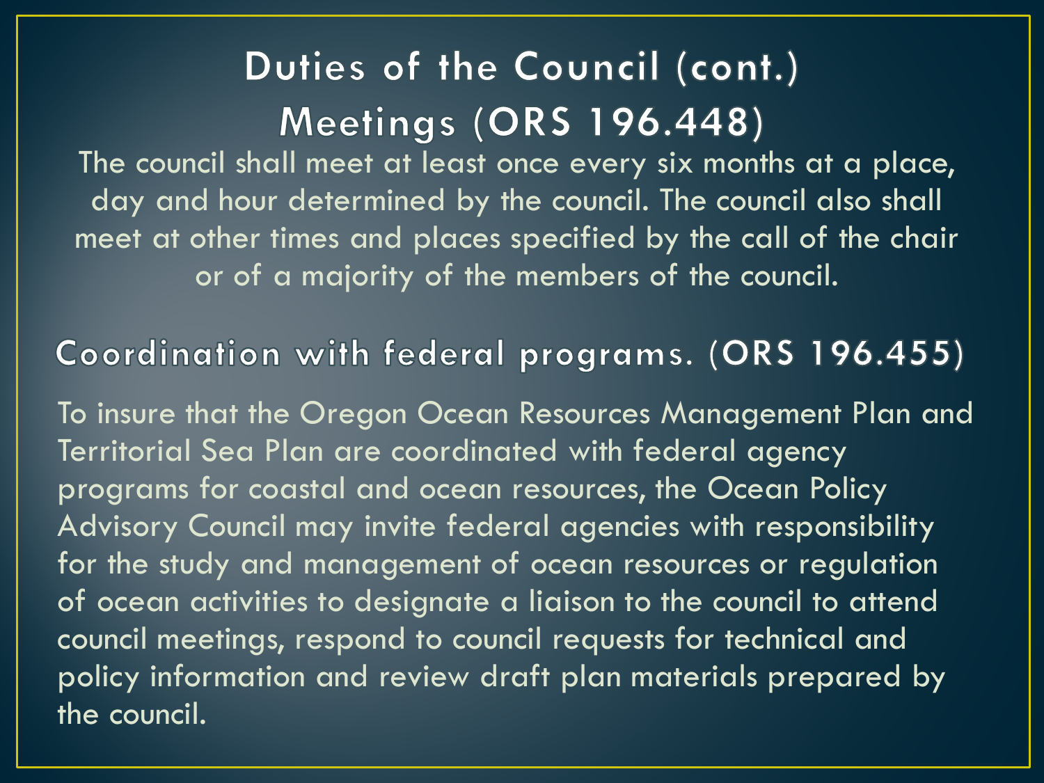# Duties of the Council (cont.)

## Meetings (ORS 196.448)

The council shall meet at least once every six months at a place, day and hour determined by the council. The council also shall meet at other times and places specified by the call of the chair or of a majority of the members of the council.

## Coordination with federal programs. (ORS 196.455)

To insure that the Oregon Ocean Resources Management Plan and Territorial Sea Plan are coordinated with federal agency programs for coastal and ocean resources, the Ocean Policy Advisory Council may invite federal agencies with responsibility for the study and management of ocean resources or regulation of ocean activities to designate a liaison to the council to attend council meetings, respond to council requests for technical and policy information and review draft plan materials prepared by the council.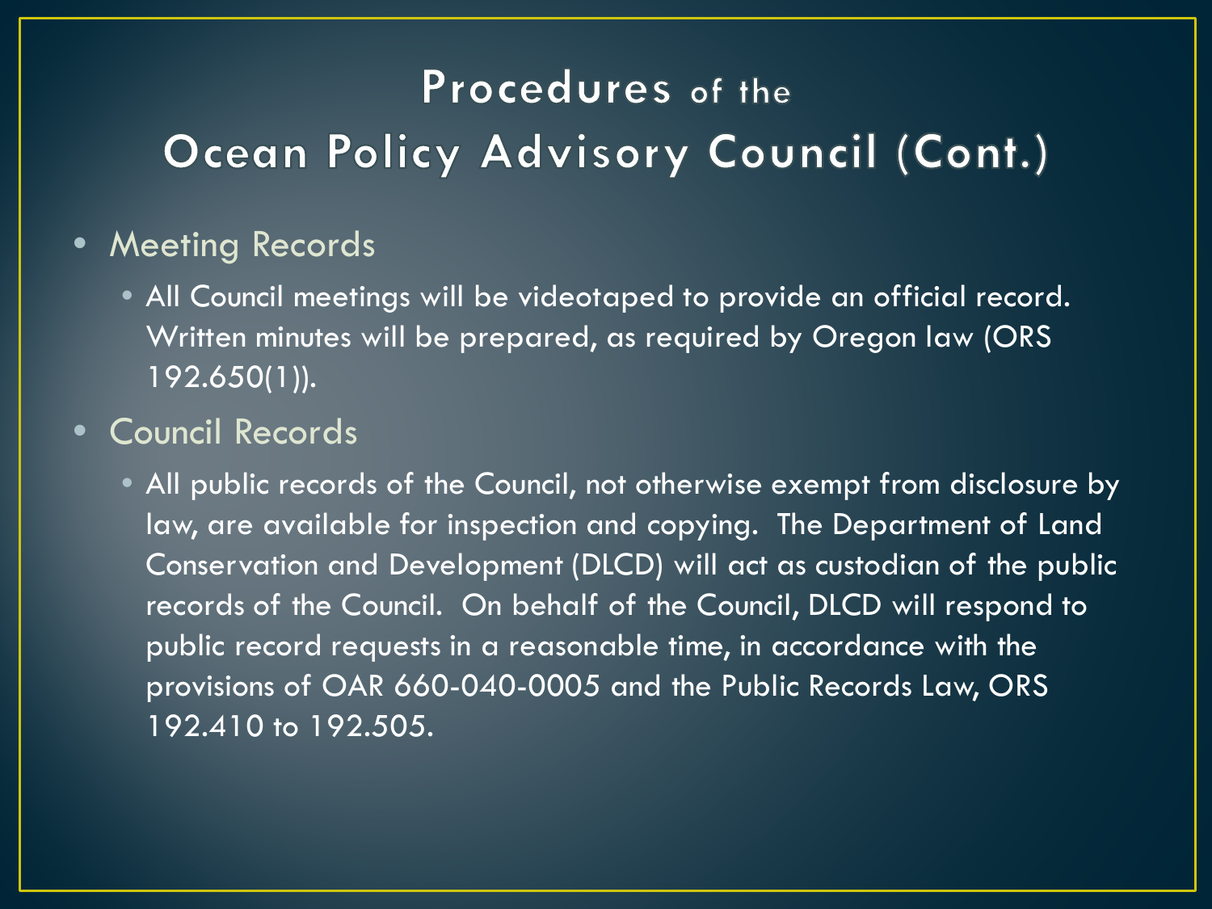# Procedures of the Ocean Policy Advisory Council (Cont.)

- Meeting Records
  - All Council meetings will be videotaped to provide an official record. Written minutes will be prepared, as required by Oregon law (ORS 192.650(1)).
- Council Records
  - All public records of the Council, not otherwise exempt from disclosure by law, are available for inspection and copying. The Department of Land Conservation and Development (DLCD) will act as custodian of the public records of the Council. On behalf of the Council, DLCD will respond to public record requests in a reasonable time, in accordance with the provisions of OAR 660-040-0005 and the Public Records Law, ORS 192.410 to 192.505.